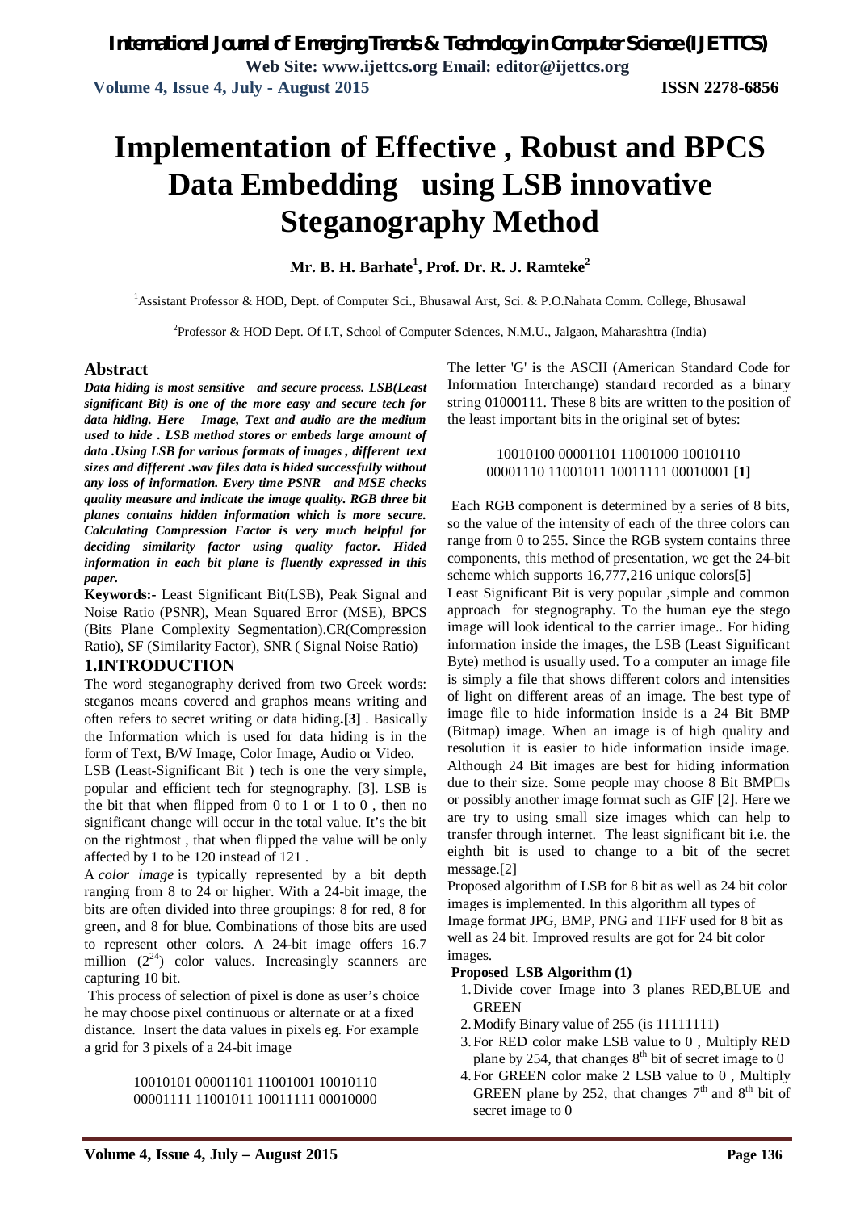# Implementation of Effective , Robust and BPCS Data Embedding using LSB innovative Steganography Method

**Mr. B. H. Barhate[1], Prof. Dr. R. J. Ramteke[2]**

[1]Assistant Professor & HOD, Dept. of Computer Sci., Bhusawal Arst, Sci. & P.O.Nahata Comm. College, Bhusawal

[2]Professor & HOD Dept. Of I.T, School of Computer Sciences, N.M.U., Jalgaon, Maharashtra (India)

## Abstract

***Data hiding is most sensitive and secure process. LSB(Least significant Bit) is one of the more easy and secure tech for data hiding. Here Image, Text and audio are the medium used to hide . LSB method stores or embeds large amount of data .Using LSB for various formats of images , different text sizes and different .wav files data is hided successfully without any loss of information. Every time PSNR and MSE checks quality measure and indicate the image quality. RGB three bit planes contains hidden information which is more secure. Calculating Compression Factor is very much helpful for deciding similarity factor using quality factor. Hided information in each bit plane is fluently expressed in this paper.***

**Keywords:-** Least Significant Bit(LSB), Peak Signal and Noise Ratio (PSNR), Mean Squared Error (MSE), BPCS (Bits Plane Complexity Segmentation).CR(Compression Ratio), SF (Similarity Factor), SNR ( Signal Noise Ratio)

## 1.INTRODUCTION

The word steganography derived from two Greek words: steganos means covered and graphos means writing and often refers to secret writing or data hiding**.[3]** . Basically the Information which is used for data hiding is in the form of Text, B/W Image, Color Image, Audio or Video.

LSB (Least-Significant Bit ) tech is one the very simple, popular and efficient tech for stegnography. [3]. LSB is the bit that when flipped from 0 to 1 or 1 to 0 , then no significant change will occur in the total value. It's the bit on the rightmost , that when flipped the value will be only affected by 1 to be 120 instead of 121 .

A *color image* is typically represented by a bit depth ranging from 8 to 24 or higher. With a 24-bit image, th**e** bits are often divided into three groupings: 8 for red, 8 for green, and 8 for blue. Combinations of those bits are used to represent other colors. A 24-bit image offers 16.7 million ($2^{24}$) color values. Increasingly scanners are capturing 10 bit.

This process of selection of pixel is done as user's choice he may choose pixel continuous or alternate or at a fixed distance. Insert the data values in pixels eg. For example a grid for 3 pixels of a 24-bit image

10010101 00001101 11001001 10010110
00001111 11001011 10011111 00010000

The letter 'G' is the ASCII (American Standard Code for Information Interchange) standard recorded as a binary string 01000111. These 8 bits are written to the position of the least important bits in the original set of bytes:

10010100 00001101 11001000 10010110
00001110 11001011 10011111 00010001 **[1]**

Each RGB component is determined by a series of 8 bits, so the value of the intensity of each of the three colors can range from 0 to 255. Since the RGB system contains three components, this method of presentation, we get the 24-bit scheme which supports 16,777,216 unique colors**[5]**

Least Significant Bit is very popular ,simple and common approach for stegnography. To the human eye the stego image will look identical to the carrier image.. For hiding information inside the images, the LSB (Least Significant Byte) method is usually used. To a computer an image file is simply a file that shows different colors and intensities of light on different areas of an image. The best type of image file to hide information inside is a 24 Bit BMP (Bitmap) image. When an image is of high quality and resolution it is easier to hide information inside image. Although 24 Bit images are best for hiding information due to their size. Some people may choose 8 Bit BMP□s or possibly another image format such as GIF [2]. Here we are try to using small size images which can help to transfer through internet. The least significant bit i.e. the eighth bit is used to change to a bit of the secret message.[2]

Proposed algorithm of LSB for 8 bit as well as 24 bit color images is implemented. In this algorithm all types of Image format JPG, BMP, PNG and TIFF used for 8 bit as well as 24 bit. Improved results are got for 24 bit color images.

**Proposed LSB Algorithm (1)**

1. Divide cover Image into 3 planes RED,BLUE and GREEN
2. Modify Binary value of 255 (is 11111111)
3. For RED color make LSB value to 0 , Multiply RED plane by 254, that changes $8^{th}$ bit of secret image to 0
4. For GREEN color make 2 LSB value to 0 , Multiply GREEN plane by 252, that changes $7^{th}$ and $8^{th}$ bit of secret image to 0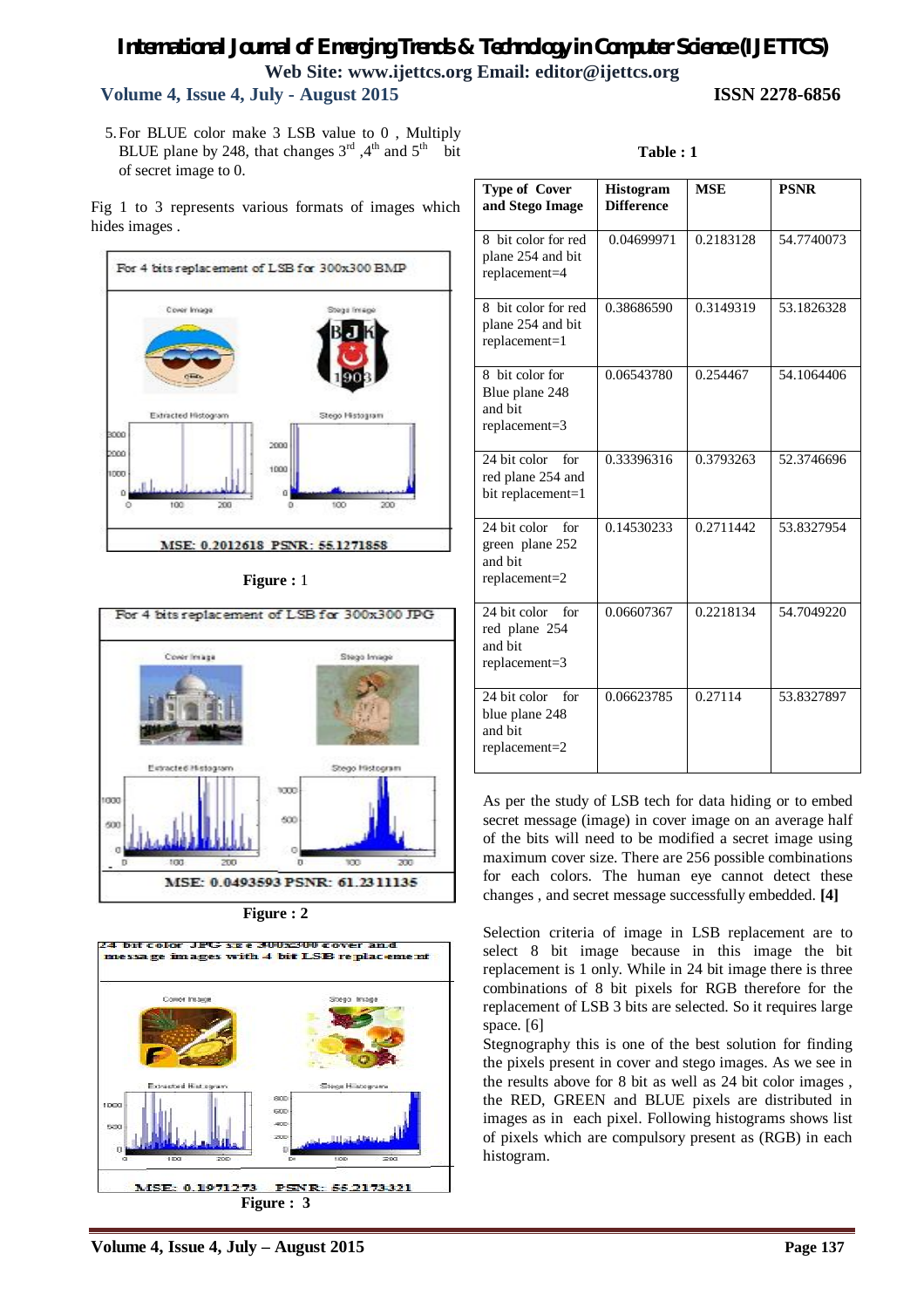5. For BLUE color make 3 LSB value to 0 , Multiply BLUE plane by 248, that changes 3rd ,4th and 5th bit of secret image to 0.

Fig 1 to 3 represents various formats of images which hides images .

For 4 bits replacement of LSB for 300x300 BMP

MSE: 0.2012618 PSNR: 55.1271858

**Figure :** 1

For 4 bits replacement of LSB for 300x300 JPG

MSE: 0.0493593 PSNR: 61.2311135

**Figure : 2**

24 bit color JPG size 300x300 cover and message images with 4 bit LSB replacement

MSE: 0.1971273 PSNR: 55.2173321

**Figure : 3**

**Table : 1**

| Type of Cover and Stego Image | Histogram Difference | MSE | PSNR |
|---|---|---|---|
| 8 bit color for red plane 254 and bit replacement=4 | 0.04699971 | 0.2183128 | 54.7740073 |
| 8 bit color for red plane 254 and bit replacement=1 | 0.38686590 | 0.3149319 | 53.1826328 |
| 8 bit color for Blue plane 248 and bit replacement=3 | 0.06543780 | 0.254467 | 54.1064406 |
| 24 bit color for red plane 254 and bit replacement=1 | 0.33396316 | 0.3793263 | 52.3746696 |
| 24 bit color for green plane 252 and bit replacement=2 | 0.14530233 | 0.2711442 | 53.8327954 |
| 24 bit color for red plane 254 and bit replacement=3 | 0.06607367 | 0.2218134 | 54.7049220 |
| 24 bit color for blue plane 248 and bit replacement=2 | 0.06623785 | 0.27114 | 53.8327897 |

As per the study of LSB tech for data hiding or to embed secret message (image) in cover image on an average half of the bits will need to be modified a secret image using maximum cover size. There are 256 possible combinations for each colors. The human eye cannot detect these changes , and secret message successfully embedded. **[4]**

Selection criteria of image in LSB replacement are to select 8 bit image because in this image the bit replacement is 1 only. While in 24 bit image there is three combinations of 8 bit pixels for RGB therefore for the replacement of LSB 3 bits are selected. So it requires large space. [6]

Stegnography this is one of the best solution for finding the pixels present in cover and stego images. As we see in the results above for 8 bit as well as 24 bit color images , the RED, GREEN and BLUE pixels are distributed in images as in each pixel. Following histograms shows list of pixels which are compulsory present as (RGB) in each histogram.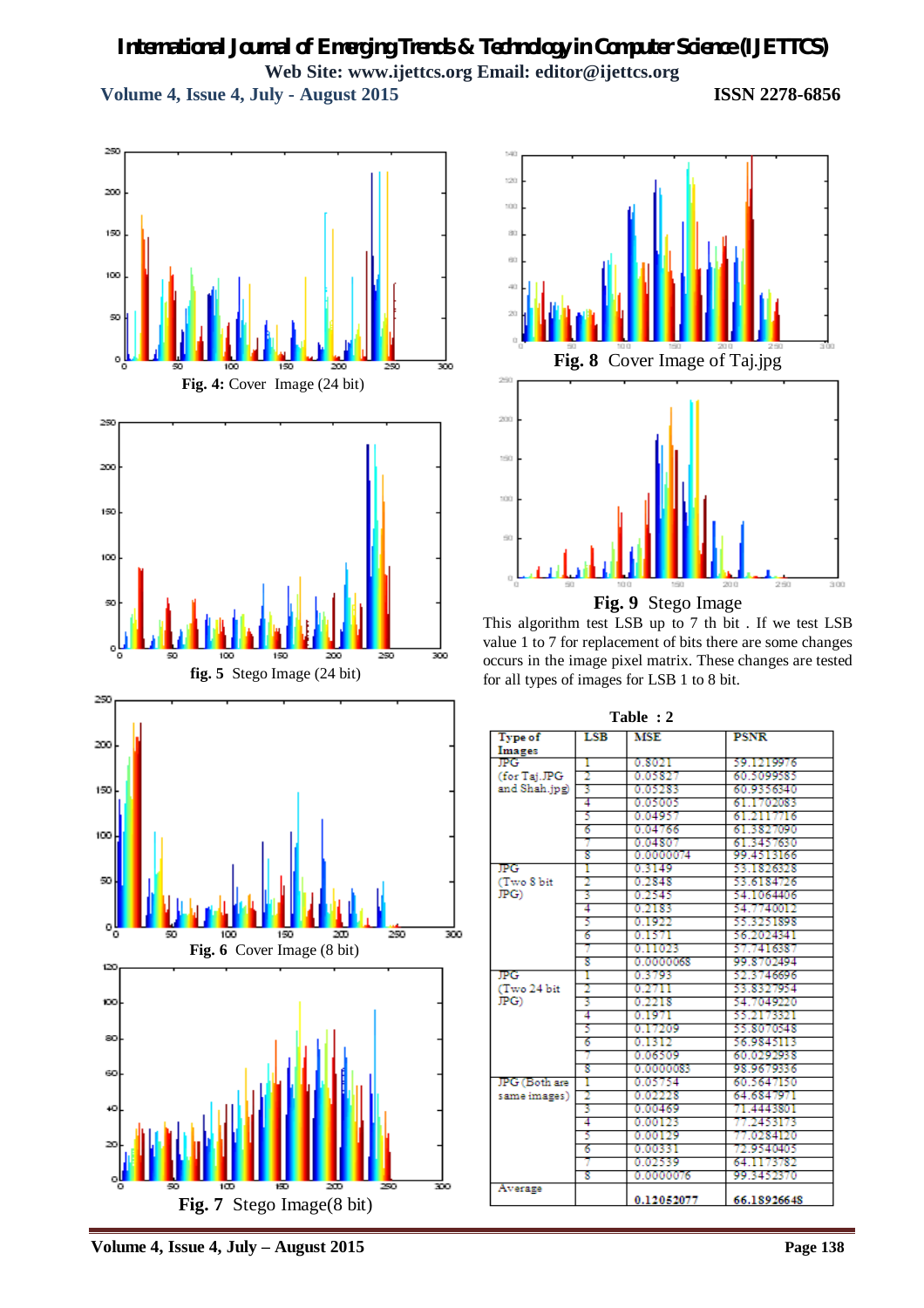**Fig. 4:** Cover Image (24 bit)

**fig. 5** Stego Image (24 bit)

**Fig. 6** Cover Image (8 bit)

**Fig. 7** Stego Image(8 bit)

**Fig. 8** Cover Image of Taj.jpg

**Fig. 9** Stego Image

This algorithm test LSB up to 7 th bit . If we test LSB value 1 to 7 for replacement of bits there are some changes occurs in the image pixel matrix. These changes are tested for all types of images for LSB 1 to 8 bit.

**Table : 2**

| Type of Images | LSB | MSE | PSNR |
|---|---|---|---|
| JPG (for Taj.JPG and Shah.jpg) | 1 | 0.8021 | 59.1219976 |
| | 2 | 0.05827 | 60.5099585 |
| | 3 | 0.05283 | 60.9356340 |
| | 4 | 0.05005 | 61.1702083 |
| | 5 | 0.04957 | 61.2117716 |
| | 6 | 0.04766 | 61.3827090 |
| | 7 | 0.04807 | 61.3457630 |
| | 8 | 0.0000074 | 99.4513166 |
| JPG (Two 8 bit JPG) | 1 | 0.3149 | 53.1826328 |
| | 2 | 0.2848 | 53.6184726 |
| | 3 | 0.2545 | 54.1064406 |
| | 4 | 0.2183 | 54.7740012 |
| | 5 | 0.1922 | 55.3251898 |
| | 6 | 0.1571 | 56.2024341 |
| | 7 | 0.11023 | 57.7416387 |
| | 8 | 0.0000068 | 99.8702494 |
| JPG (Two 24 bit JPG) | 1 | 0.3793 | 52.3746696 |
| | 2 | 0.2711 | 53.8327954 |
| | 3 | 0.2218 | 54.7049220 |
| | 4 | 0.1971 | 55.2173321 |
| | 5 | 0.17209 | 55.8070548 |
| | 6 | 0.1312 | 56.9845113 |
| | 7 | 0.06509 | 60.0292938 |
| | 8 | 0.0000083 | 98.9679336 |
| JPG (Both are same images) | 1 | 0.05754 | 60.5647150 |
| | 2 | 0.02228 | 64.6847971 |
| | 3 | 0.00469 | 71.4443801 |
| | 4 | 0.00123 | 77.2453173 |
| | 5 | 0.00129 | 77.0284120 |
| | 6 | 0.00331 | 72.9540405 |
| | 7 | 0.02539 | 64.1173782 |
| | 8 | 0.0000076 | 99.3452370 |
| Average | | **0.12052077** | **66.18926648** |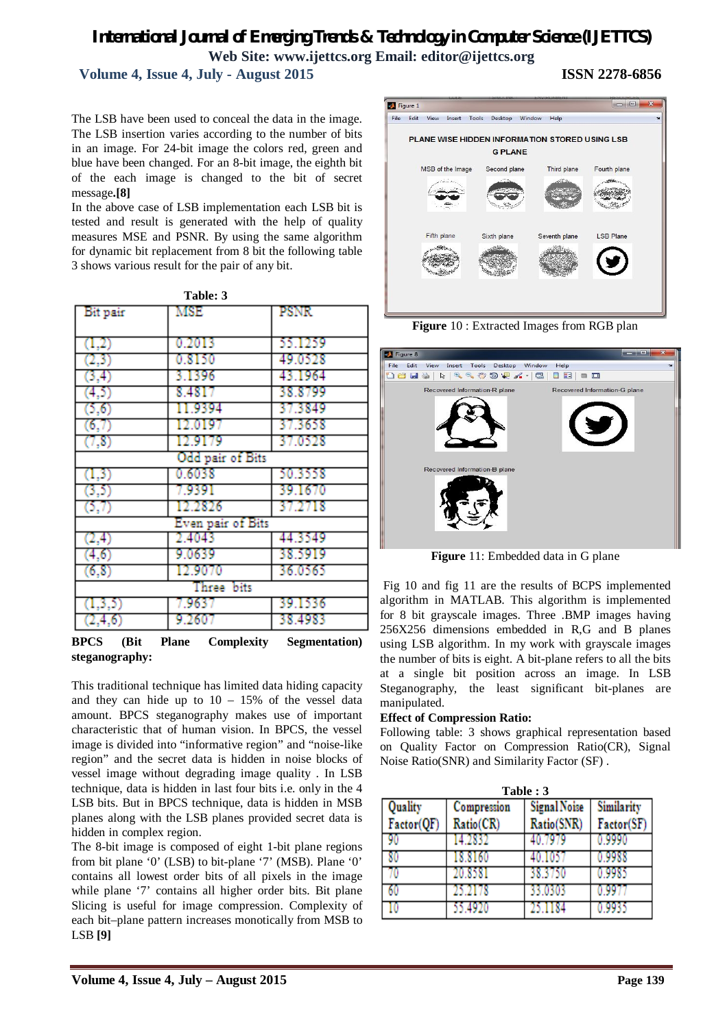The LSB have been used to conceal the data in the image. The LSB insertion varies according to the number of bits in an image. For 24-bit image the colors red, green and blue have been changed. For an 8-bit image, the eighth bit of the each image is changed to the bit of secret message.**[8]**

In the above case of LSB implementation each LSB bit is tested and result is generated with the help of quality measures MSE and PSNR. By using the same algorithm for dynamic bit replacement from 8 bit the following table 3 shows various result for the pair of any bit.

**Table: 3**

| Bit pair | MSE | PSNR |
|---|---|---|
| (1,2) | 0.2013 | 55.1259 |
| (2,3) | 0.8150 | 49.0528 |
| (3,4) | 3.1396 | 43.1964 |
| (4,5) | 8.4817 | 38.8799 |
| (5,6) | 11.9394 | 37.3849 |
| (6,7) | 12.0197 | 37.3658 |
| (7,8) | 12.9179 | 37.0528 |
| Odd pair of Bits | | |
| (1,3) | 0.6038 | 50.3558 |
| (3,5) | 7.9391 | 39.1670 |
| (5,7) | 12.2826 | 37.2718 |
| Even pair of Bits | | |
| (2,4) | 2.4043 | 44.3549 |
| (4,6) | 9.0639 | 38.5919 |
| (6,8) | 12.9070 | 36.0565 |
| Three bits | | |
| (1,3,5) | 7.9637 | 39.1536 |
| (2,4,6) | 9.2607 | 38.4983 |

**BPCS (Bit Plane Complexity Segmentation) steganography:**

This traditional technique has limited data hiding capacity and they can hide up to 10 – 15% of the vessel data amount. BPCS steganography makes use of important characteristic that of human vision. In BPCS, the vessel image is divided into "informative region" and "noise-like region" and the secret data is hidden in noise blocks of vessel image without degrading image quality . In LSB technique, data is hidden in last four bits i.e. only in the 4 LSB bits. But in BPCS technique, data is hidden in MSB planes along with the LSB planes provided secret data is hidden in complex region.

The 8-bit image is composed of eight 1-bit plane regions from bit plane '0' (LSB) to bit-plane '7' (MSB). Plane '0' contains all lowest order bits of all pixels in the image while plane '7' contains all higher order bits. Bit plane Slicing is useful for image compression. Complexity of each bit–plane pattern increases monotically from MSB to LSB **[9]**

**Figure** 10 : Extracted Images from RGB plan

**Figure** 11: Embedded data in G plane

Fig 10 and fig 11 are the results of BCPS implemented algorithm in MATLAB. This algorithm is implemented for 8 bit grayscale images. Three .BMP images having 256X256 dimensions embedded in R,G and B planes using LSB algorithm. In my work with grayscale images the number of bits is eight. A bit-plane refers to all the bits at a single bit position across an image. In LSB Steganography, the least significant bit-planes are manipulated.

**Effect of Compression Ratio:**

Following table: 3 shows graphical representation based on Quality Factor on Compression Ratio(CR), Signal Noise Ratio(SNR) and Similarity Factor (SF) .

**Table : 3**

| Quality Factor(QF) | Compression Ratio(CR) | Signal Noise Ratio(SNR) | Similarity Factor(SF) |
|---|---|---|---|
| 90 | 14.2832 | 40.7979 | 0.9990 |
| 80 | 18.8160 | 40.1057 | 0.9988 |
| 70 | 20.8581 | 38.3750 | 0.9985 |
| 60 | 25.2178 | 33.0303 | 0.9977 |
| 10 | 55.4920 | 25.1184 | 0.9935 |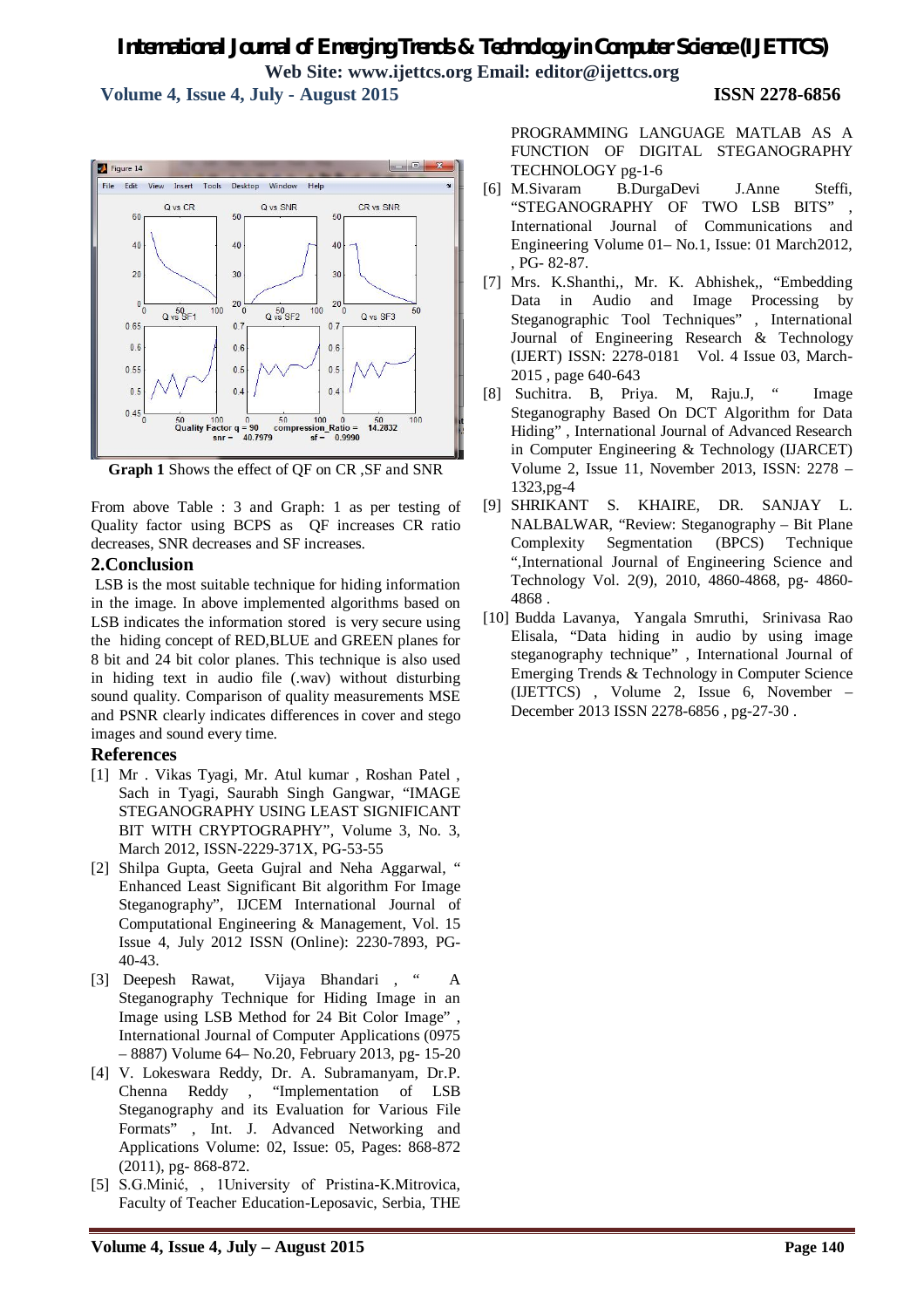Figure 14

Q vs CR

Q vs SNR

CR vs SNR

Q vs SF1

Q vs SF2

Q vs SF3

Quality Factor q = 90 compression_Ratio = 14.2832

snr = 40.7979 sf = 0.9990

**Graph 1** Shows the effect of QF on CR ,SF and SNR

From above Table : 3 and Graph: 1 as per testing of Quality factor using BCPS as QF increases CR ratio decreases, SNR decreases and SF increases.

## 2.Conclusion

LSB is the most suitable technique for hiding information in the image. In above implemented algorithms based on LSB indicates the information stored is very secure using the hiding concept of RED,BLUE and GREEN planes for 8 bit and 24 bit color planes. This technique is also used in hiding text in audio file (.wav) without disturbing sound quality. Comparison of quality measurements MSE and PSNR clearly indicates differences in cover and stego images and sound every time.

## References

[1] Mr . Vikas Tyagi, Mr. Atul kumar , Roshan Patel , Sach in Tyagi, Saurabh Singh Gangwar, "IMAGE STEGANOGRAPHY USING LEAST SIGNIFICANT BIT WITH CRYPTOGRAPHY", Volume 3, No. 3, March 2012, ISSN-2229-371X, PG-53-55

[2] Shilpa Gupta, Geeta Gujral and Neha Aggarwal, " Enhanced Least Significant Bit algorithm For Image Steganography", IJCEM International Journal of Computational Engineering & Management, Vol. 15 Issue 4, July 2012 ISSN (Online): 2230-7893, PG-40-43.

[3] Deepesh Rawat, Vijaya Bhandari , " A Steganography Technique for Hiding Image in an Image using LSB Method for 24 Bit Color Image" , International Journal of Computer Applications (0975 – 8887) Volume 64– No.20, February 2013, pg- 15-20

[4] V. Lokeswara Reddy, Dr. A. Subramanyam, Dr.P. Chenna Reddy , "Implementation of LSB Steganography and its Evaluation for Various File Formats" , Int. J. Advanced Networking and Applications Volume: 02, Issue: 05, Pages: 868-872 (2011), pg- 868-872.

[5] S.G.Minić, , 1University of Pristina-K.Mitrovica, Faculty of Teacher Education-Leposavic, Serbia, THE PROGRAMMING LANGUAGE MATLAB AS A FUNCTION OF DIGITAL STEGANOGRAPHY TECHNOLOGY pg-1-6

[6] M.Sivaram B.DurgaDevi J.Anne Steffi, "STEGANOGRAPHY OF TWO LSB BITS" , International Journal of Communications and Engineering Volume 01– No.1, Issue: 01 March2012, , PG- 82-87.

[7] Mrs. K.Shanthi,, Mr. K. Abhishek,, "Embedding Data in Audio and Image Processing by Steganographic Tool Techniques" , International Journal of Engineering Research & Technology (IJERT) ISSN: 2278-0181 Vol. 4 Issue 03, March-2015 , page 640-643

[8] Suchitra. B, Priya. M, Raju.J, " Image Steganography Based On DCT Algorithm for Data Hiding" , International Journal of Advanced Research in Computer Engineering & Technology (IJARCET) Volume 2, Issue 11, November 2013, ISSN: 2278 – 1323,pg-4

[9] SHRIKANT S. KHAIRE, DR. SANJAY L. NALBALWAR, "Review: Steganography – Bit Plane Complexity Segmentation (BPCS) Technique ",International Journal of Engineering Science and Technology Vol. 2(9), 2010, 4860-4868, pg- 4860-4868 .

[10] Budda Lavanya, Yangala Smruthi, Srinivasa Rao Elisala, "Data hiding in audio by using image steganography technique" , International Journal of Emerging Trends & Technology in Computer Science (IJETTCS) , Volume 2, Issue 6, November – December 2013 ISSN 2278-6856 , pg-27-30 .